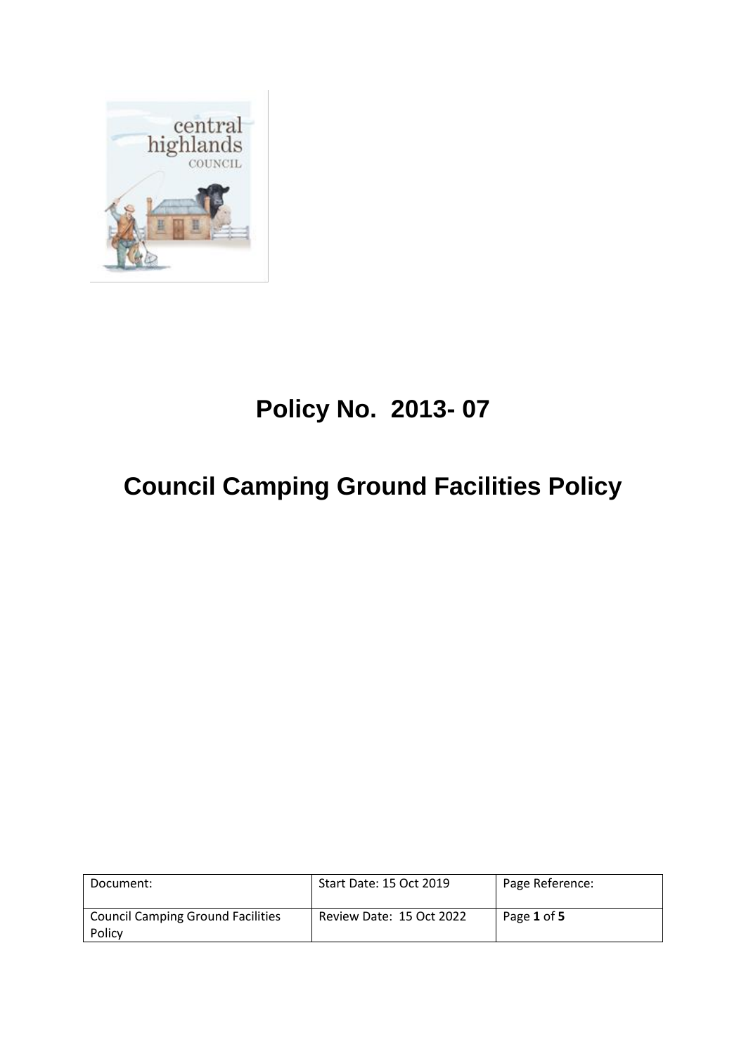# Policy No. 2013- 07

# Council Camping Ground Facilities Policy

| Document: | Start Date: 15 Oct 2019 | Page Reference: |
| --- | --- | --- |
| Council Camping Ground Facilities Policy | Review Date: 15 Oct 2022 | Page **1** of **5** |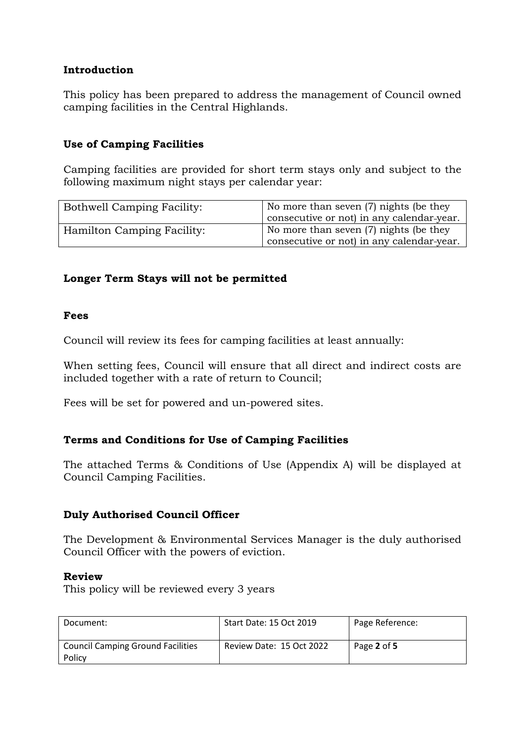## Introduction

This policy has been prepared to address the management of Council owned camping facilities in the Central Highlands.

## Use of Camping Facilities

Camping facilities are provided for short term stays only and subject to the following maximum night stays per calendar year:

| | |
|---|---|
| Bothwell Camping Facility: | No more than seven (7) nights (be they consecutive or not) in any calendar-year. |
| Hamilton Camping Facility: | No more than seven (7) nights (be they consecutive or not) in any calendar-year. |

## Longer Term Stays will not be permitted

## Fees

Council will review its fees for camping facilities at least annually:

When setting fees, Council will ensure that all direct and indirect costs are included together with a rate of return to Council;

Fees will be set for powered and un-powered sites.

## Terms and Conditions for Use of Camping Facilities

The attached Terms & Conditions of Use (Appendix A) will be displayed at Council Camping Facilities.

## Duly Authorised Council Officer

The Development & Environmental Services Manager is the duly authorised Council Officer with the powers of eviction.

## Review

This policy will be reviewed every 3 years

| Document: | Start Date: 15 Oct 2019 | Page Reference: |
|---|---|---|
| Council Camping Ground Facilities Policy | Review Date: 15 Oct 2022 | Page **2** of **5** |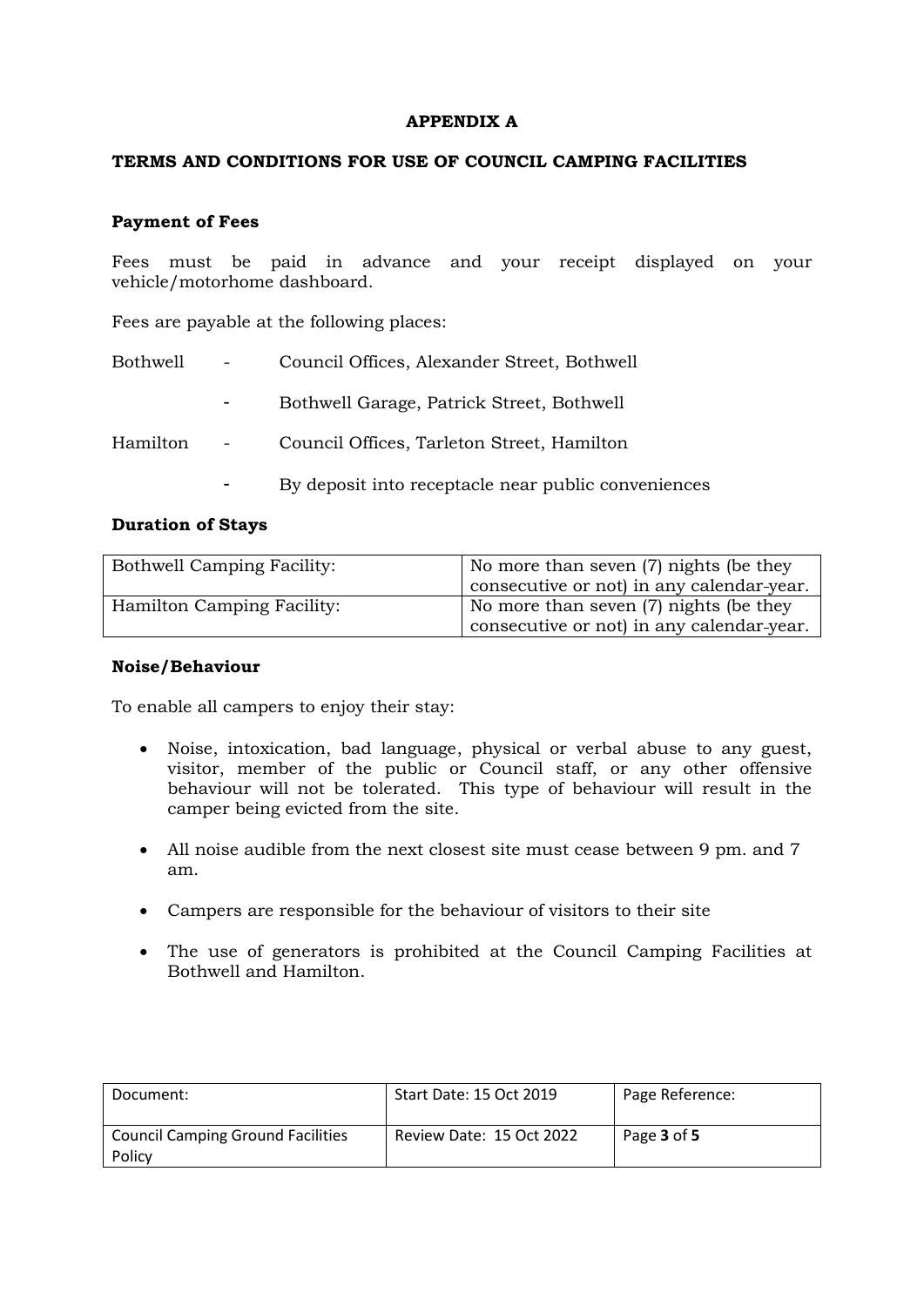**APPENDIX A**

**TERMS AND CONDITIONS FOR USE OF COUNCIL CAMPING FACILITIES**

**Payment of Fees**

Fees must be paid in advance and your receipt displayed on your vehicle/motorhome dashboard.

Fees are payable at the following places:

| | | |
|---|---|---|
| Bothwell | - | Council Offices, Alexander Street, Bothwell |
| | - | Bothwell Garage, Patrick Street, Bothwell |
| Hamilton | - | Council Offices, Tarleton Street, Hamilton |
| | - | By deposit into receptacle near public conveniences |

**Duration of Stays**

| | |
|---|---|
| Bothwell Camping Facility: | No more than seven (7) nights (be they consecutive or not) in any calendar-year. |
| Hamilton Camping Facility: | No more than seven (7) nights (be they consecutive or not) in any calendar-year. |

**Noise/Behaviour**

To enable all campers to enjoy their stay:

- Noise, intoxication, bad language, physical or verbal abuse to any guest, visitor, member of the public or Council staff, or any other offensive behaviour will not be tolerated. This type of behaviour will result in the camper being evicted from the site.
- All noise audible from the next closest site must cease between 9 pm. and 7 am.
- Campers are responsible for the behaviour of visitors to their site
- The use of generators is prohibited at the Council Camping Facilities at Bothwell and Hamilton.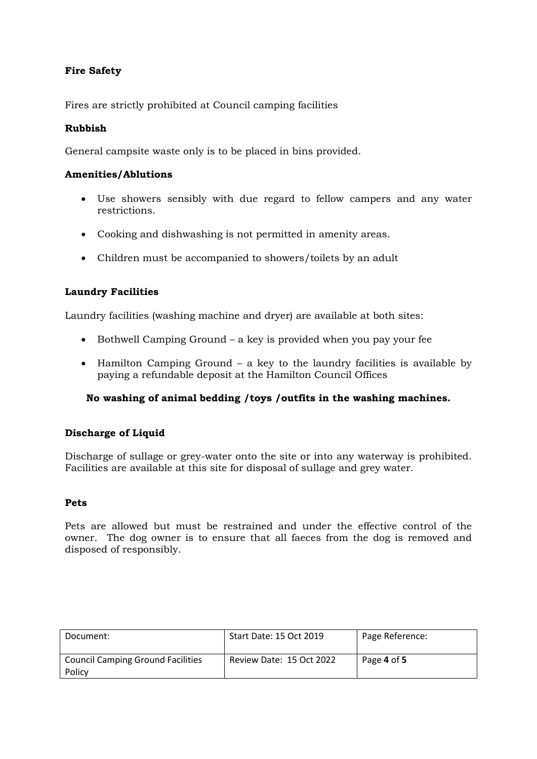**Fire Safety**

Fires are strictly prohibited at Council camping facilities

**Rubbish**

General campsite waste only is to be placed in bins provided.

**Amenities/Ablutions**

- Use showers sensibly with due regard to fellow campers and any water restrictions.
- Cooking and dishwashing is not permitted in amenity areas.
- Children must be accompanied to showers/toilets by an adult

**Laundry Facilities**

Laundry facilities (washing machine and dryer) are available at both sites:

- Bothwell Camping Ground – a key is provided when you pay your fee
- Hamilton Camping Ground – a key to the laundry facilities is available by paying a refundable deposit at the Hamilton Council Offices

**No washing of animal bedding /toys /outfits in the washing machines.**

**Discharge of Liquid**

Discharge of sullage or grey-water onto the site or into any waterway is prohibited. Facilities are available at this site for disposal of sullage and grey water.

**Pets**

Pets are allowed but must be restrained and under the effective control of the owner. The dog owner is to ensure that all faeces from the dog is removed and disposed of responsibly.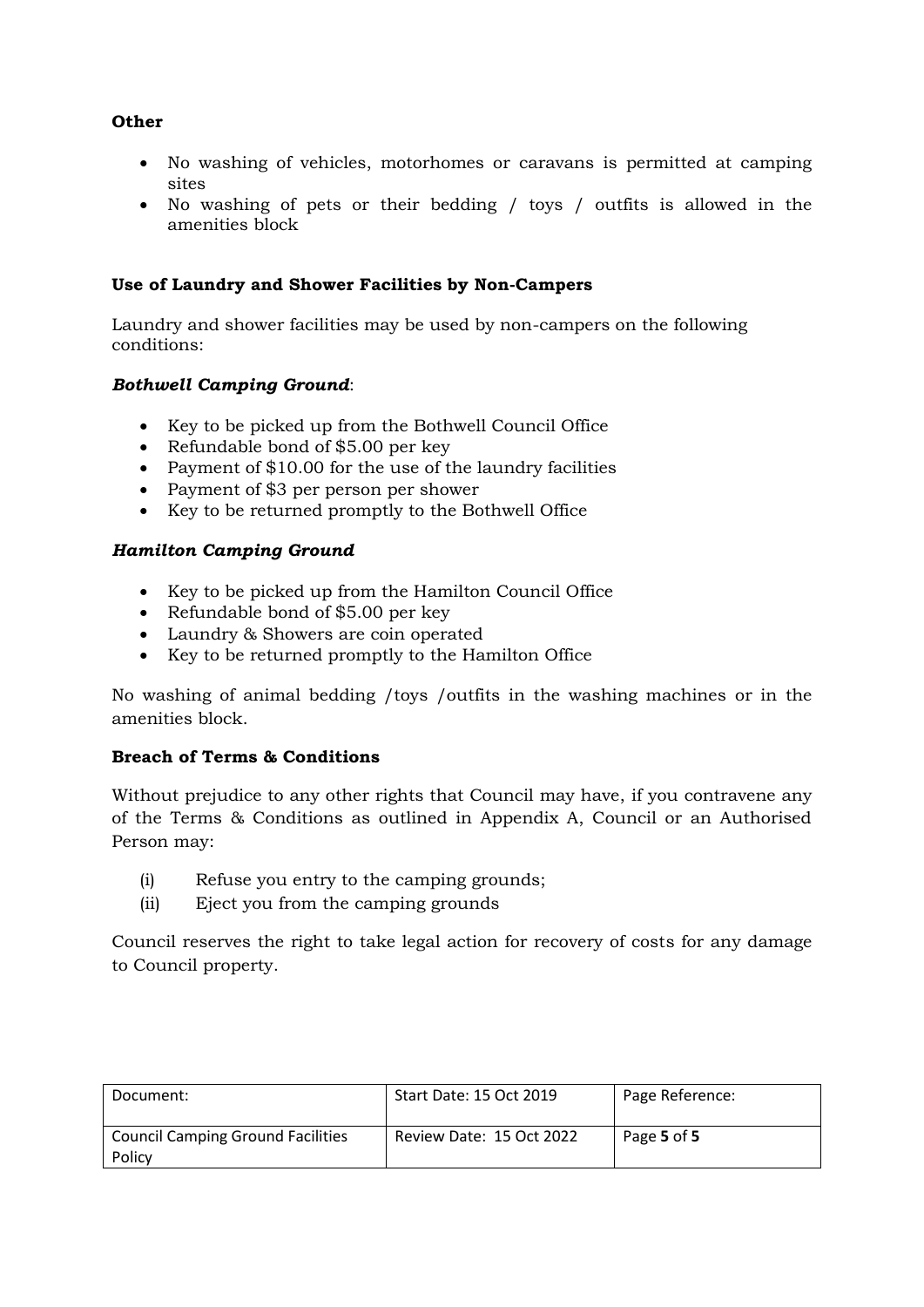**Other**

- No washing of vehicles, motorhomes or caravans is permitted at camping sites
- No washing of pets or their bedding / toys / outfits is allowed in the amenities block

**Use of Laundry and Shower Facilities by Non-Campers**

Laundry and shower facilities may be used by non-campers on the following conditions:

***Bothwell Camping Ground***:

- Key to be picked up from the Bothwell Council Office
- Refundable bond of $5.00 per key
- Payment of $10.00 for the use of the laundry facilities
- Payment of $3 per person per shower
- Key to be returned promptly to the Bothwell Office

***Hamilton Camping Ground***

- Key to be picked up from the Hamilton Council Office
- Refundable bond of $5.00 per key
- Laundry & Showers are coin operated
- Key to be returned promptly to the Hamilton Office

No washing of animal bedding /toys /outfits in the washing machines or in the amenities block.

**Breach of Terms & Conditions**

Without prejudice to any other rights that Council may have, if you contravene any of the Terms & Conditions as outlined in Appendix A, Council or an Authorised Person may:

(i) Refuse you entry to the camping grounds;
(ii) Eject you from the camping grounds

Council reserves the right to take legal action for recovery of costs for any damage to Council property.